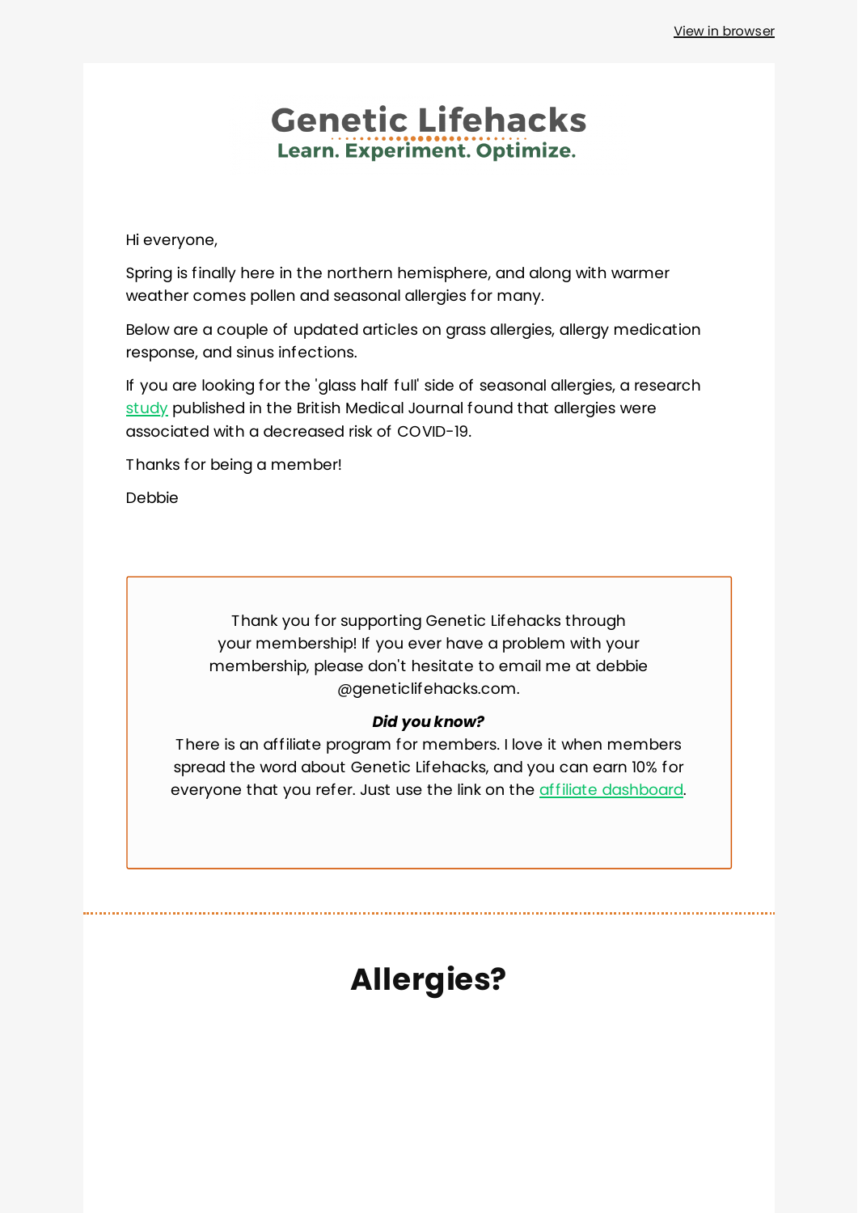View in browser

# Genetic Lifehacks

**Learn. Experiment. Optimize.**

Hi everyone,

Spring is finally here in the northern hemisphere, and along with warmer weather comes pollen and seasonal allergies for many.

Below are a couple of updated articles on grass allergies, allergy medication response, and sinus infections.

If you are looking for the 'glass half full' side of seasonal allergies, a research study published in the British Medical Journal found that allergies were associated with a decreased risk of COVID-19.

Thanks for being a member!

Debbie

Thank you for supporting Genetic Lifehacks through your membership! If you ever have a problem with your membership, please don't hesitate to email me at debbie @geneticlifehacks.com.

***Did you know?***
There is an affiliate program for members. I love it when members spread the word about Genetic Lifehacks, and you can earn 10% for everyone that you refer. Just use the link on the affiliate dashboard.

## Allergies?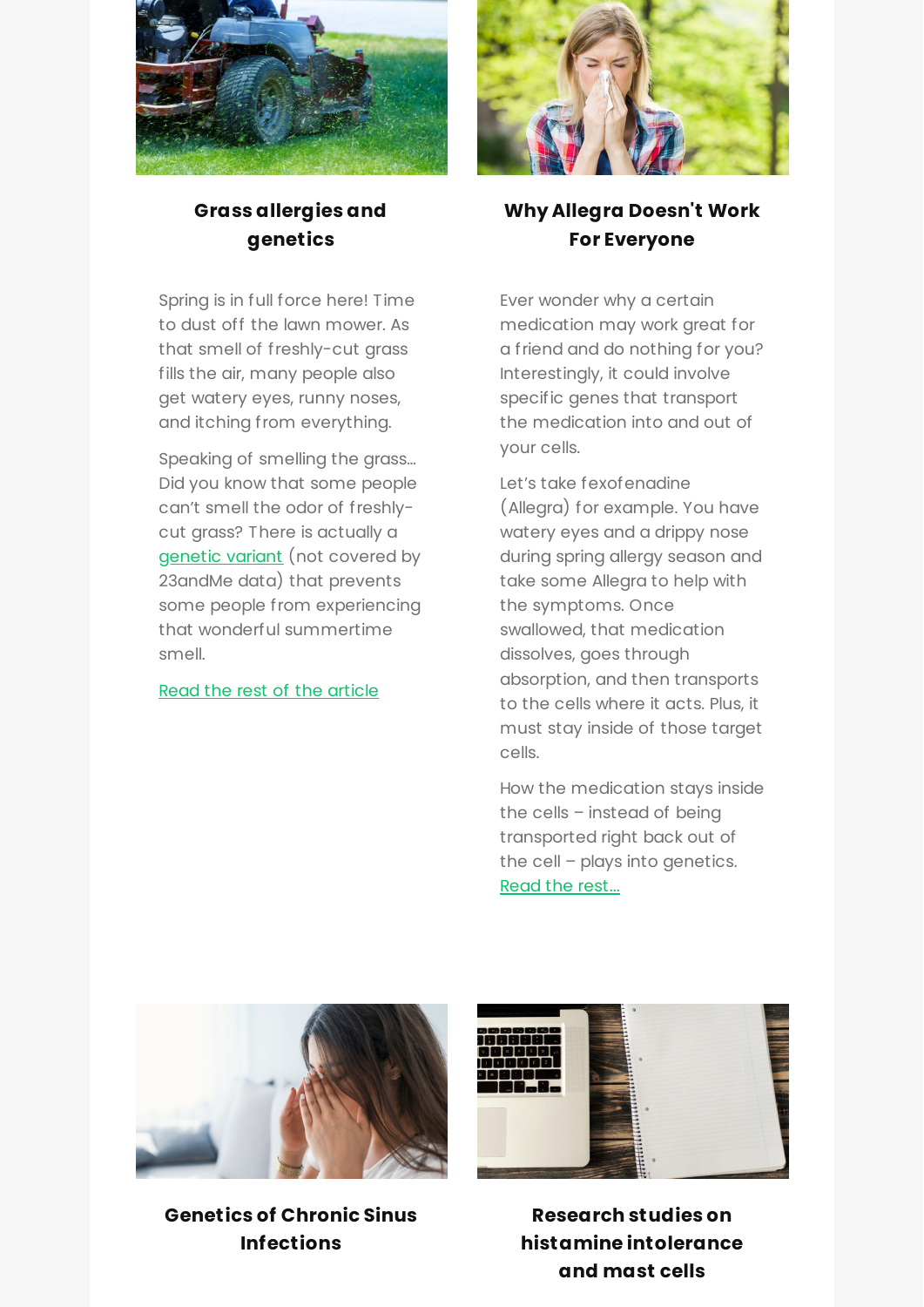## Grass allergies and genetics

Spring is in full force here! Time to dust off the lawn mower. As that smell of freshly-cut grass fills the air, many people also get watery eyes, runny noses, and itching from everything.

Speaking of smelling the grass... Did you know that some people can't smell the odor of freshly-cut grass? There is actually a genetic variant (not covered by 23andMe data) that prevents some people from experiencing that wonderful summertime smell.

Read the rest of the article

## Why Allegra Doesn't Work For Everyone

Ever wonder why a certain medication may work great for a friend and do nothing for you? Interestingly, it could involve specific genes that transport the medication into and out of your cells.

Let's take fexofenadine (Allegra) for example. You have watery eyes and a drippy nose during spring allergy season and take some Allegra to help with the symptoms. Once swallowed, that medication dissolves, goes through absorption, and then transports to the cells where it acts. Plus, it must stay inside of those target cells.

How the medication stays inside the cells – instead of being transported right back out of the cell – plays into genetics. Read the rest...

## Genetics of Chronic Sinus Infections

## Research studies on histamine intolerance and mast cells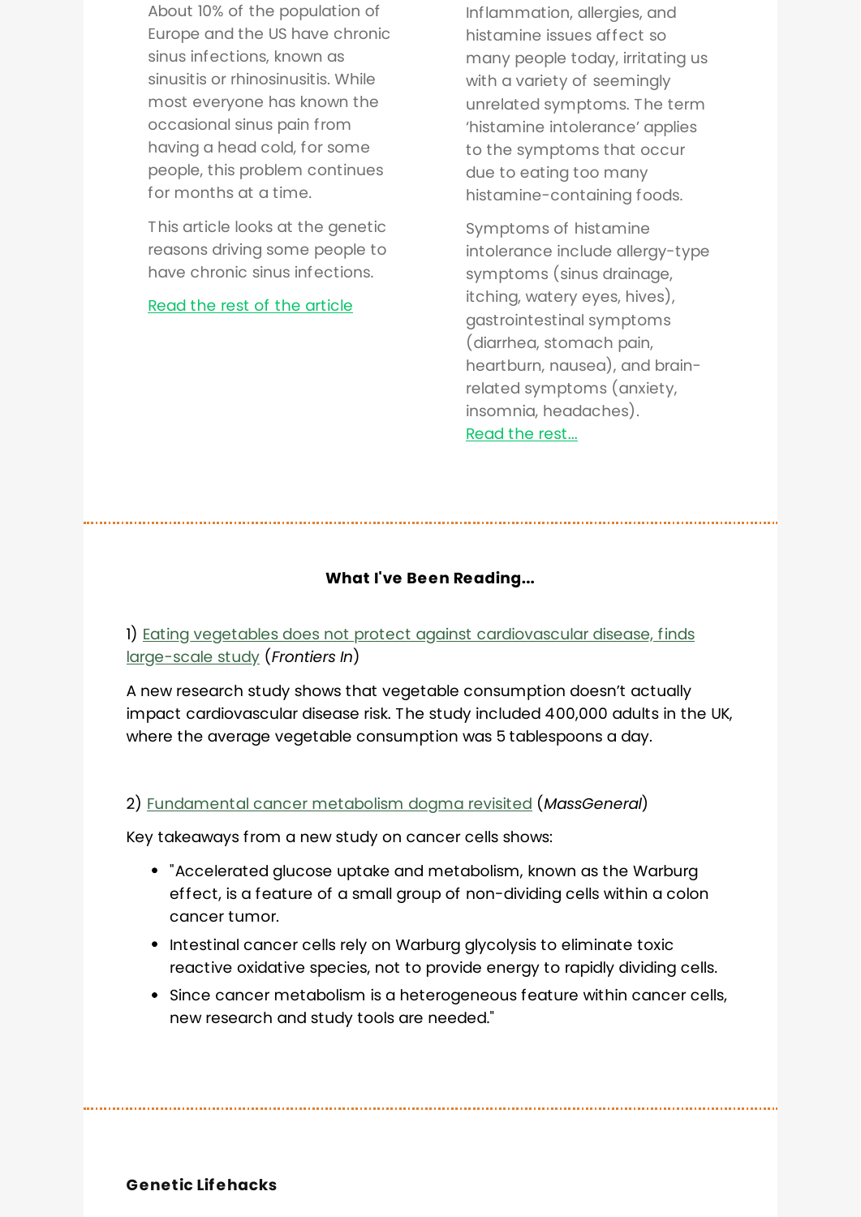About 10% of the population of Europe and the US have chronic sinus infections, known as sinusitis or rhinosinusitis. While most everyone has known the occasional sinus pain from having a head cold, for some people, this problem continues for months at a time.

This article looks at the genetic reasons driving some people to have chronic sinus infections.

Read the rest of the article

Inflammation, allergies, and histamine issues affect so many people today, irritating us with a variety of seemingly unrelated symptoms. The term 'histamine intolerance' applies to the symptoms that occur due to eating too many histamine-containing foods.

Symptoms of histamine intolerance include allergy-type symptoms (sinus drainage, itching, watery eyes, hives), gastrointestinal symptoms (diarrhea, stomach pain, heartburn, nausea), and brain-related symptoms (anxiety, insomnia, headaches).
Read the rest...

---

**What I've Been Reading...**

1) Eating vegetables does not protect against cardiovascular disease, finds large-scale study (*Frontiers In*)

A new research study shows that vegetable consumption doesn't actually impact cardiovascular disease risk. The study included 400,000 adults in the UK, where the average vegetable consumption was 5 tablespoons a day.

2) Fundamental cancer metabolism dogma revisited (*MassGeneral*)

Key takeaways from a new study on cancer cells shows:

- "Accelerated glucose uptake and metabolism, known as the Warburg effect, is a feature of a small group of non-dividing cells within a colon cancer tumor.
- Intestinal cancer cells rely on Warburg glycolysis to eliminate toxic reactive oxidative species, not to provide energy to rapidly dividing cells.
- Since cancer metabolism is a heterogeneous feature within cancer cells, new research and study tools are needed."

---

**Genetic Lifehacks**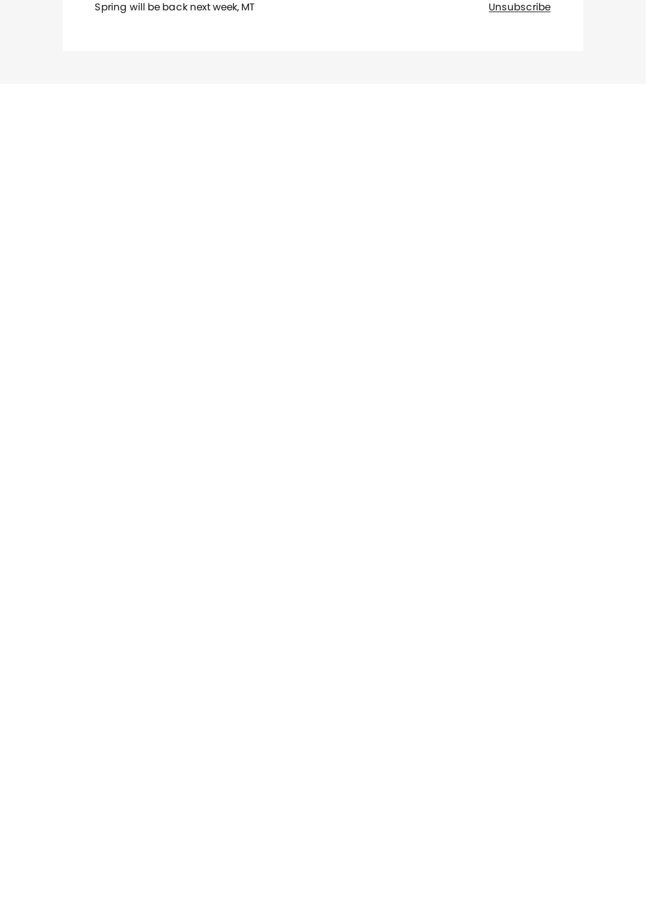Spring will be back next week, MT

Unsubscribe